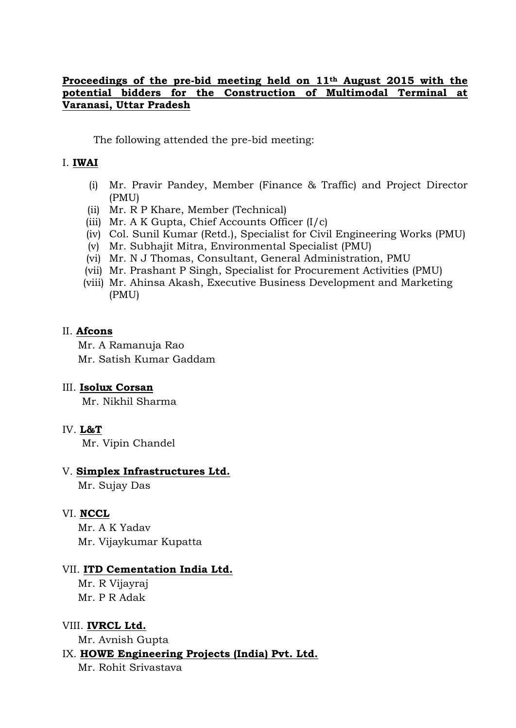**Proceedings of the pre-bid meeting held on 11th August 2015 with the potential bidders for the Construction of Multimodal Terminal at Varanasi, Uttar Pradesh**

The following attended the pre-bid meeting:

I. **IWAI**

(i) Mr. Pravir Pandey, Member (Finance & Traffic) and Project Director (PMU)
(ii) Mr. R P Khare, Member (Technical)
(iii) Mr. A K Gupta, Chief Accounts Officer (I/c)
(iv) Col. Sunil Kumar (Retd.), Specialist for Civil Engineering Works (PMU)
(v) Mr. Subhajit Mitra, Environmental Specialist (PMU)
(vi) Mr. N J Thomas, Consultant, General Administration, PMU
(vii) Mr. Prashant P Singh, Specialist for Procurement Activities (PMU)
(viii) Mr. Ahinsa Akash, Executive Business Development and Marketing (PMU)

II. **Afcons**

Mr. A Ramanuja Rao
Mr. Satish Kumar Gaddam

III. **Isolux Corsan**

Mr. Nikhil Sharma

IV. **L&T**

Mr. Vipin Chandel

V. **Simplex Infrastructures Ltd.**

Mr. Sujay Das

VI. **NCCL**

Mr. A K Yadav
Mr. Vijaykumar Kupatta

VII. **ITD Cementation India Ltd.**

Mr. R Vijayraj
Mr. P R Adak

VIII. **IVRCL Ltd.**

Mr. Avnish Gupta

IX. **HOWE Engineering Projects (India) Pvt. Ltd.**

Mr. Rohit Srivastava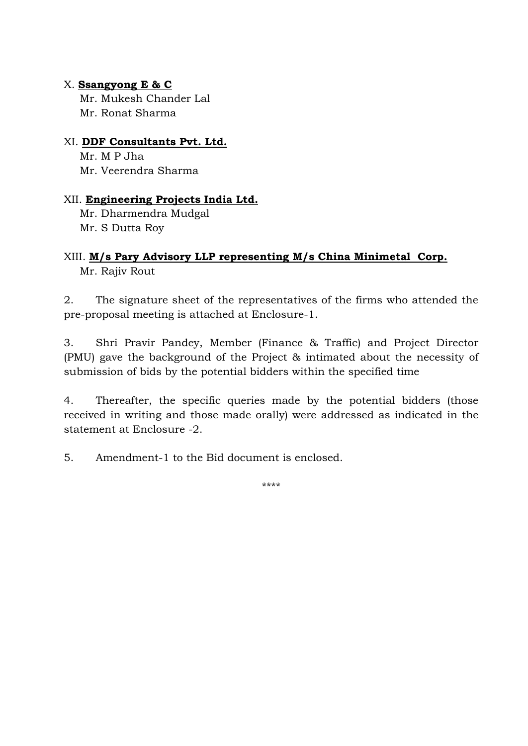X. **<u>Ssangyong E & C</u>**
Mr. Mukesh Chander Lal
Mr. Ronat Sharma

XI. **<u>DDF Consultants Pvt. Ltd.</u>**
Mr. M P Jha
Mr. Veerendra Sharma

XII. **<u>Engineering Projects India Ltd.</u>**
Mr. Dharmendra Mudgal
Mr. S Dutta Roy

XIII. **<u>M/s Pary Advisory LLP representing M/s China Minimetal Corp.</u>**
Mr. Rajiv Rout

2. The signature sheet of the representatives of the firms who attended the pre-proposal meeting is attached at Enclosure-1.

3. Shri Pravir Pandey, Member (Finance & Traffic) and Project Director (PMU) gave the background of the Project & intimated about the necessity of submission of bids by the potential bidders within the specified time

4. Thereafter, the specific queries made by the potential bidders (those received in writing and those made orally) were addressed as indicated in the statement at Enclosure -2.

5. Amendment-1 to the Bid document is enclosed.

****